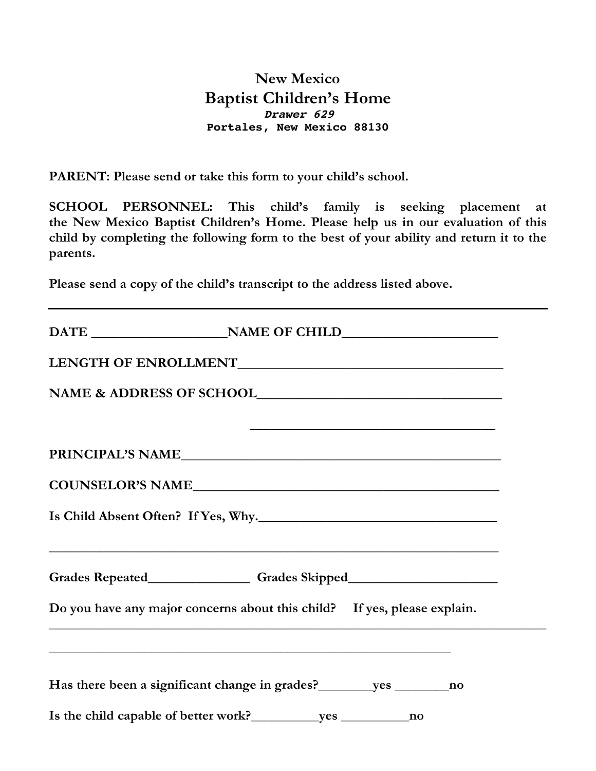# New Mexico
# Baptist Children's Home

*Drawer 629*
**Portales, New Mexico 88130**

**PARENT: Please send or take this form to your child's school.**

**SCHOOL PERSONNEL: This child's family is seeking placement at the New Mexico Baptist Children's Home. Please help us in our evaluation of this child by completing the following form to the best of your ability and return it to the parents.**

**Please send a copy of the child's transcript to the address listed above.**

---

**DATE ____________________NAME OF CHILD_______________________**

**LENGTH OF ENROLLMENT_______________________________________**

**NAME & ADDRESS OF SCHOOL____________________________________**

**____________________________________**

**PRINCIPAL'S NAME_______________________________________________**

**COUNSELOR'S NAME_____________________________________________**

**Is Child Absent Often? If Yes, Why.____________________________________**

**____________________________________________________________________**

**Grades Repeated________________ Grades Skipped______________________**

**Do you have any major concerns about this child? If yes, please explain.**

**____________________________________________________________________________**

**_____________________________________________________________**

**Has there been a significant change in grades?________yes ________no**

**Is the child capable of better work?__________yes __________no**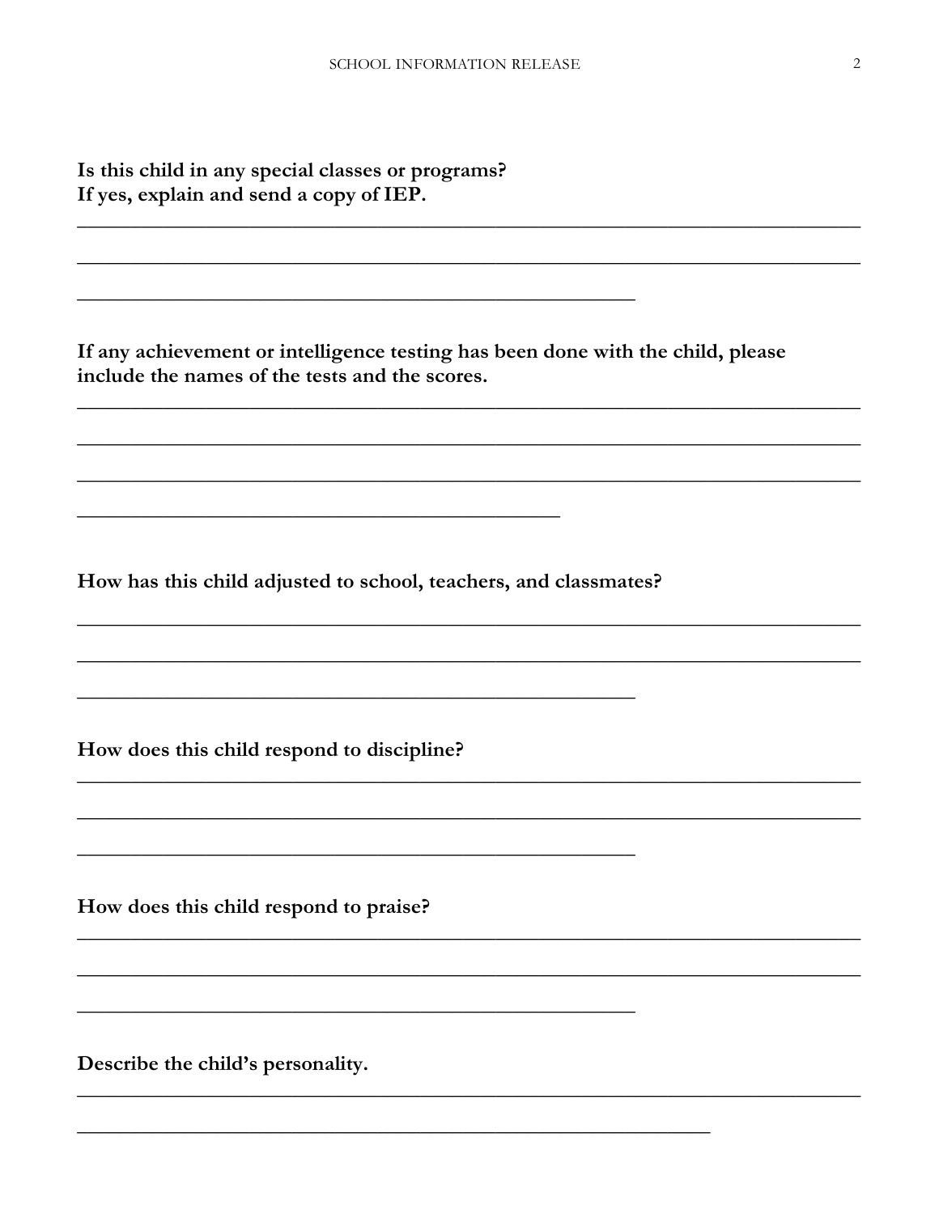**Is this child in any special classes or programs?**
**If yes, explain and send a copy of IEP.**

______________________________________________________________________________

______________________________________________________________________________

_______________________________________________________

**If any achievement or intelligence testing has been done with the child, please include the names of the tests and the scores.**

______________________________________________________________________________

______________________________________________________________________________

______________________________________________________________________________

_______________________________________________

**How has this child adjusted to school, teachers, and classmates?**

______________________________________________________________________________

______________________________________________________________________________

_______________________________________________________

**How does this child respond to discipline?**

______________________________________________________________________________

______________________________________________________________________________

_______________________________________________________

**How does this child respond to praise?**

______________________________________________________________________________

______________________________________________________________________________

_______________________________________________________

**Describe the child's personality.**

______________________________________________________________________________

______________________________________________________________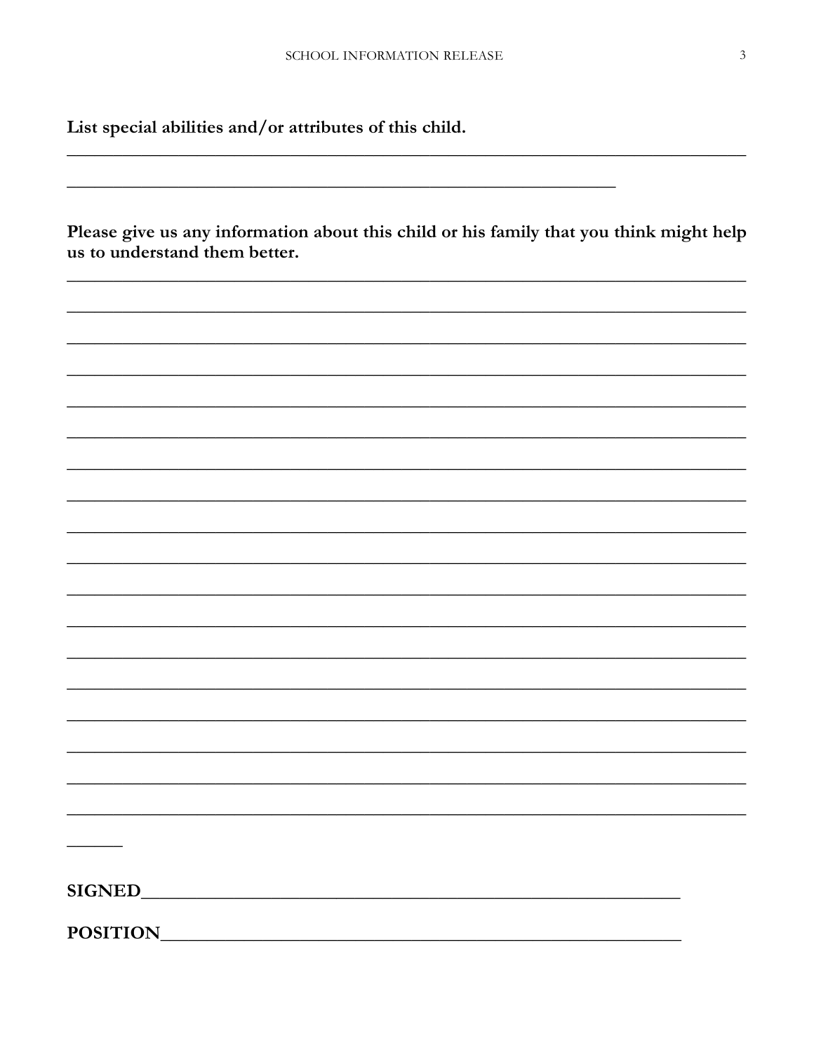**List special abilities and/or attributes of this child.**

___________________________________________________________________________

_____________________________________________________________

**Please give us any information about this child or his family that you think might help us to understand them better.**

___________________________________________________________________________

___________________________________________________________________________

___________________________________________________________________________

___________________________________________________________________________

___________________________________________________________________________

___________________________________________________________________________

___________________________________________________________________________

___________________________________________________________________________

___________________________________________________________________________

___________________________________________________________________________

___________________________________________________________________________

___________________________________________________________________________

___________________________________________________________________________

___________________________________________________________________________

___________________________________________________________________________

___________________________________________________________________________

___________________________________________________________________________

___________________________________________________________________________

______

**SIGNED**___________________________________________________________

**POSITION**_________________________________________________________